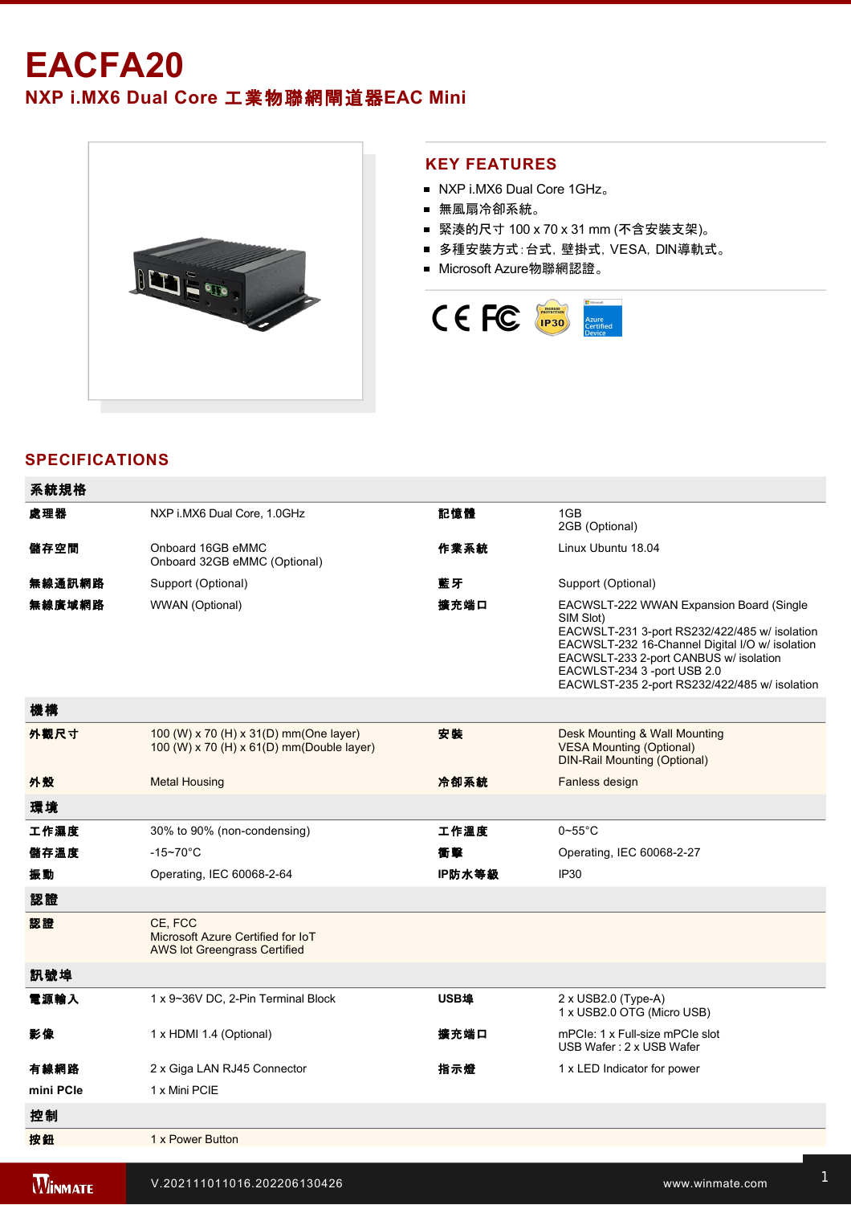# EACFA20

## NXP i.MX6 Dual Core 工業物聯網閘道器EAC Mini

### KEY FEATURES

- NXP i.MX6 Dual Core 1GHz。
- 無風扇冷卻系統。
- 緊湊的尺寸 100 x 70 x 31 mm (不含安裝支架)。
- 多種安裝方式:台式，壁掛式，VESA，DIN導軌式。
- Microsoft Azure物聯網認證。

## SPECIFICATIONS

| 系統規格 | | | |
|---|---|---|---|
| 處理器 | NXP i.MX6 Dual Core, 1.0GHz | 記憶體 | 1GB<br>2GB (Optional) |
| 儲存空間 | Onboard 16GB eMMC<br>Onboard 32GB eMMC (Optional) | 作業系統 | Linux Ubuntu 18.04 |
| 無線通訊網路 | Support (Optional) | 藍牙 | Support (Optional) |
| 無線廣域網路 | WWAN (Optional) | 擴充端口 | EACWSLT-222 WWAN Expansion Board (Single SIM Slot)<br>EACWSLT-231 3-port RS232/422/485 w/ isolation<br>EACWSLT-232 16-Channel Digital I/O w/ isolation<br>EACWSLT-233 2-port CANBUS w/ isolation<br>EACWLST-234 3 -port USB 2.0<br>EACWLST-235 2-port RS232/422/485 w/ isolation |
| **機構** | | | |
| 外觀尺寸 | 100 (W) x 70 (H) x 31(D) mm(One layer)<br>100 (W) x 70 (H) x 61(D) mm(Double layer) | 安裝 | Desk Mounting & Wall Mounting<br>VESA Mounting (Optional)<br>DIN-Rail Mounting (Optional) |
| 外殼 | Metal Housing | 冷卻系統 | Fanless design |
| **環境** | | | |
| 工作濕度 | 30% to 90% (non-condensing) | 工作溫度 | 0~55°C |
| 儲存溫度 | -15~70°C | 衝擊 | Operating, IEC 60068-2-27 |
| 振動 | Operating, IEC 60068-2-64 | IP防水等級 | IP30 |
| **認證** | | | |
| 認證 | CE, FCC<br>Microsoft Azure Certified for IoT<br>AWS Iot Greengrass Certified | | |
| **訊號埠** | | | |
| 電源輸入 | 1 x 9~36V DC, 2-Pin Terminal Block | USB埠 | 2 x USB2.0 (Type-A)<br>1 x USB2.0 OTG (Micro USB) |
| 影像 | 1 x HDMI 1.4 (Optional) | 擴充端口 | mPCIe: 1 x Full-size mPCIe slot<br>USB Wafer : 2 x USB Wafer |
| 有線網路 | 2 x Giga LAN RJ45 Connector | 指示燈 | 1 x LED Indicator for power |
| mini PCIe | 1 x Mini PCIE | | |
| **控制** | | | |
| 按鈕 | 1 x Power Button | | |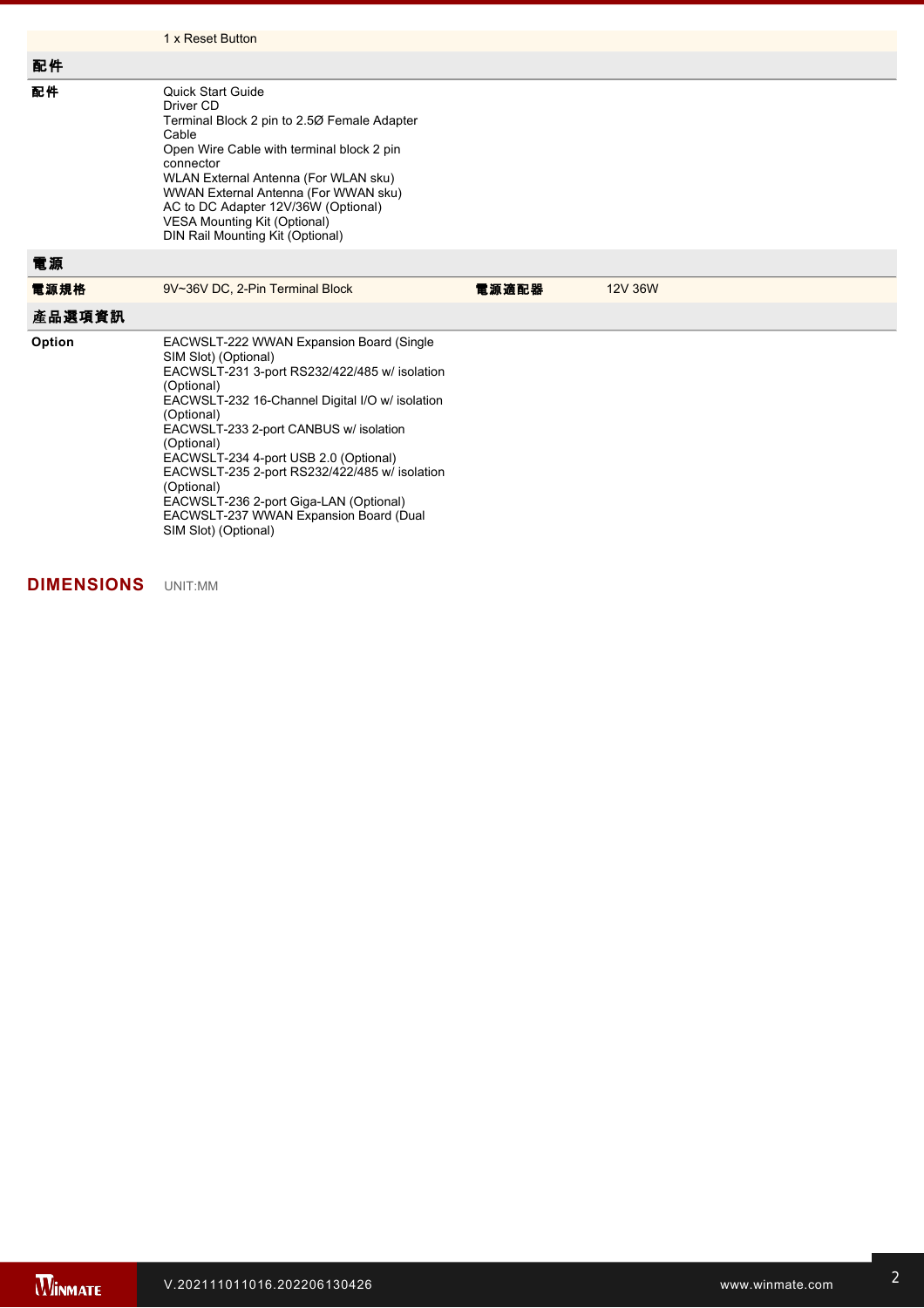| | 1 x Reset Button | | |
|---|---|---|---|

## 配件

| | | | |
|---|---|---|---|
| **配件** | Quick Start Guide<br>Driver CD<br>Terminal Block 2 pin to 2.5Ø Female Adapter Cable<br>Open Wire Cable with terminal block 2 pin connector<br>WLAN External Antenna (For WLAN sku)<br>WWAN External Antenna (For WWAN sku)<br>AC to DC Adapter 12V/36W (Optional)<br>VESA Mounting Kit (Optional)<br>DIN Rail Mounting Kit (Optional) | | |

## 電源

| | | | |
|---|---|---|---|
| **電源規格** | 9V~36V DC, 2-Pin Terminal Block | **電源適配器** | 12V 36W |

## 產品選項資訊

| | | | |
|---|---|---|---|
| **Option** | EACWSLT-222 WWAN Expansion Board (Single SIM Slot) (Optional)<br>EACWSLT-231 3-port RS232/422/485 w/ isolation (Optional)<br>EACWSLT-232 16-Channel Digital I/O w/ isolation (Optional)<br>EACWSLT-233 2-port CANBUS w/ isolation (Optional)<br>EACWSLT-234 4-port USB 2.0 (Optional)<br>EACWSLT-235 2-port RS232/422/485 w/ isolation (Optional)<br>EACWSLT-236 2-port Giga-LAN (Optional)<br>EACWSLT-237 WWAN Expansion Board (Dual SIM Slot) (Optional) | | |

## DIMENSIONS

UNIT:MM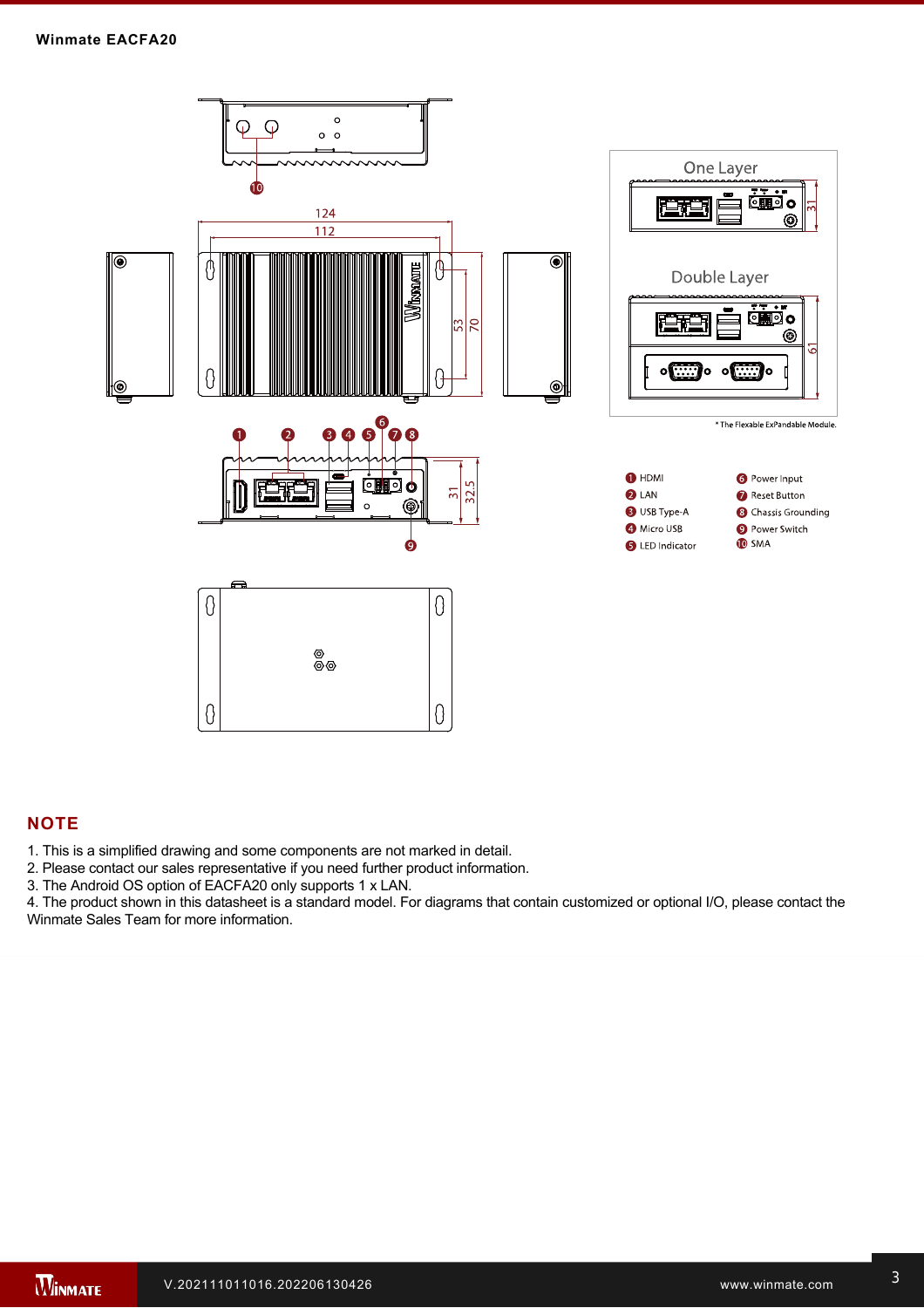Winmate EACFA20

124

112

53

70

31

32.5

One Layer

31

Double Layer

61

* The Flexable ExPandable Module.

1 HDMI
2 LAN
3 USB Type-A
4 Micro USB
5 LED Indicator
6 Power Input
7 Reset Button
8 Chassis Grounding
9 Power Switch
10 SMA

## NOTE

1. This is a simplified drawing and some components are not marked in detail.
2. Please contact our sales representative if you need further product information.
3. The Android OS option of EACFA20 only supports 1 x LAN.
4. The product shown in this datasheet is a standard model. For diagrams that contain customized or optional I/O, please contact the Winmate Sales Team for more information.

V.202111011016.202206130426